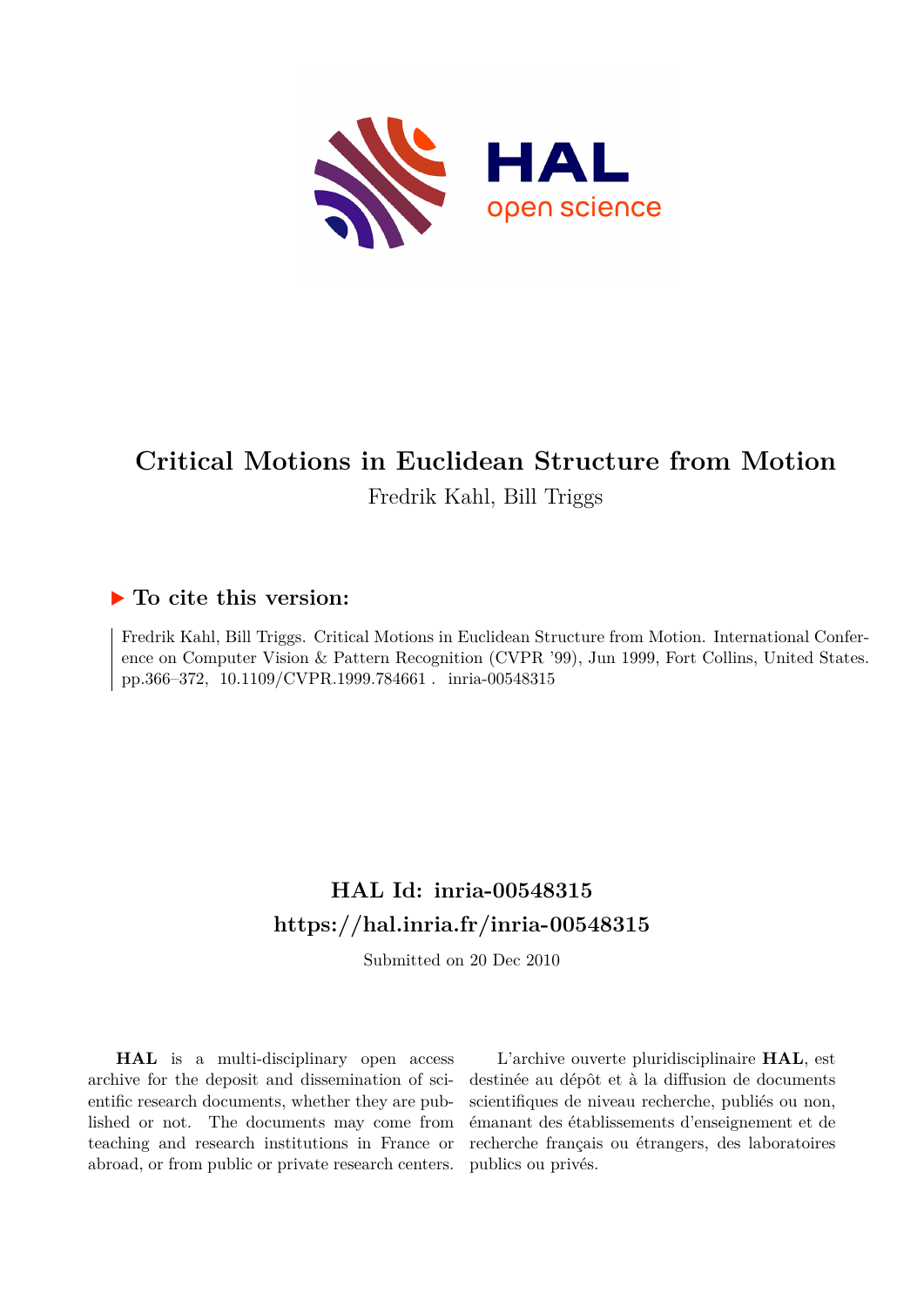# Critical Motions in Euclidean Structure from Motion

Fredrik Kahl, Bill Triggs

## ▶ To cite this version:

Fredrik Kahl, Bill Triggs. Critical Motions in Euclidean Structure from Motion. International Conference on Computer Vision & Pattern Recognition (CVPR '99), Jun 1999, Fort Collins, United States. pp.366–372, 10.1109/CVPR.1999.784661 . inria-00548315

## HAL Id: inria-00548315

## https://hal.inria.fr/inria-00548315

Submitted on 20 Dec 2010

**HAL** is a multi-disciplinary open access archive for the deposit and dissemination of scientific research documents, whether they are published or not. The documents may come from teaching and research institutions in France or abroad, or from public or private research centers.

L'archive ouverte pluridisciplinaire **HAL**, est destinée au dépôt et à la diffusion de documents scientifiques de niveau recherche, publiés ou non, émanant des établissements d'enseignement et de recherche français ou étrangers, des laboratoires publics ou privés.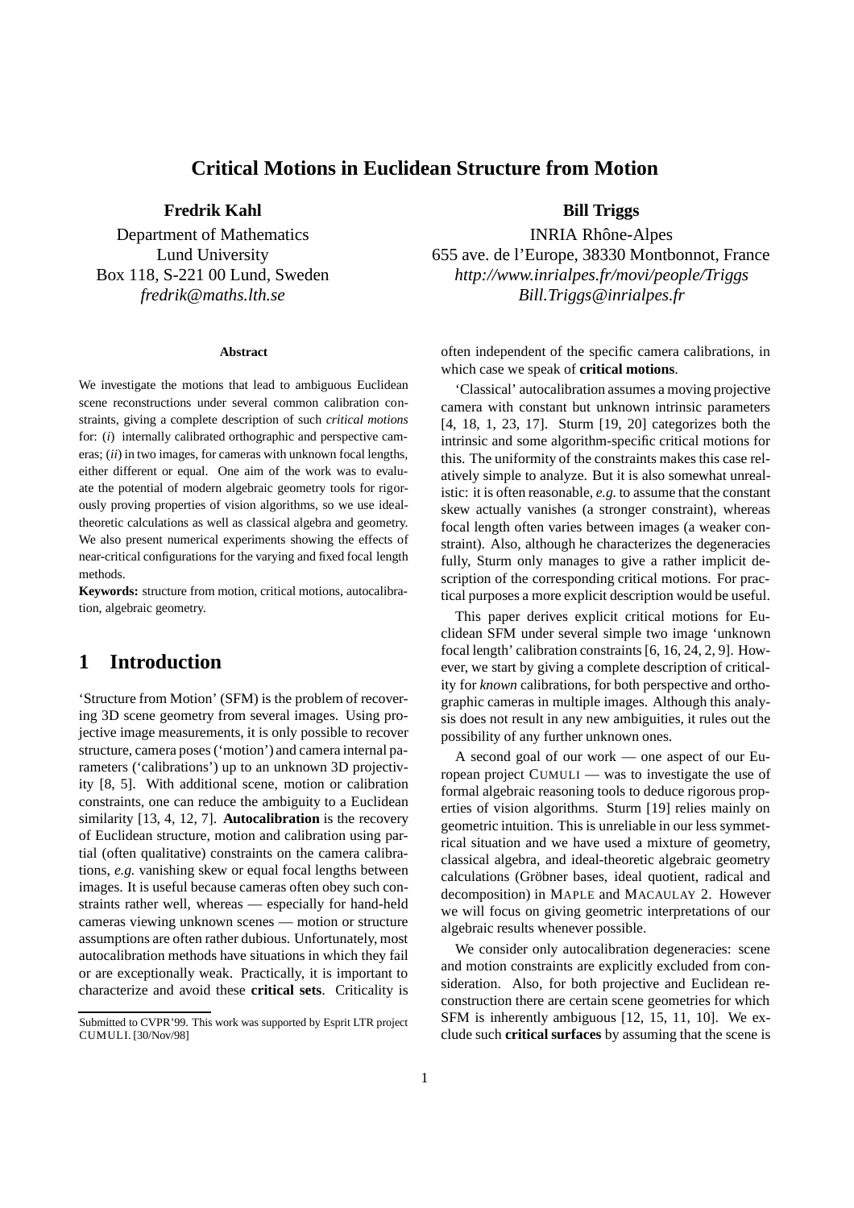# Critical Motions in Euclidean Structure from Motion

**Fredrik Kahl**

Department of Mathematics
Lund University
Box 118, S-221 00 Lund, Sweden
*fredrik@maths.lth.se*

**Bill Triggs**

INRIA Rhône-Alpes
655 ave. de l'Europe, 38330 Montbonnot, France
*http://www.inrialpes.fr/movi/people/Triggs*
*Bill.Triggs@inrialpes.fr*

#### Abstract

We investigate the motions that lead to ambiguous Euclidean scene reconstructions under several common calibration constraints, giving a complete description of such *critical motions* for: (*i*) internally calibrated orthographic and perspective cameras; (*ii*) in two images, for cameras with unknown focal lengths, either different or equal. One aim of the work was to evaluate the potential of modern algebraic geometry tools for rigorously proving properties of vision algorithms, so we use ideal-theoretic calculations as well as classical algebra and geometry. We also present numerical experiments showing the effects of near-critical configurations for the varying and fixed focal length methods.

**Keywords:** structure from motion, critical motions, autocalibration, algebraic geometry.

## 1 Introduction

'Structure from Motion' (SFM) is the problem of recovering 3D scene geometry from several images. Using projective image measurements, it is only possible to recover structure, camera poses ('motion') and camera internal parameters ('calibrations') up to an unknown 3D projectivity [8, 5]. With additional scene, motion or calibration constraints, one can reduce the ambiguity to a Euclidean similarity [13, 4, 12, 7]. **Autocalibration** is the recovery of Euclidean structure, motion and calibration using partial (often qualitative) constraints on the camera calibrations, *e.g.* vanishing skew or equal focal lengths between images. It is useful because cameras often obey such constraints rather well, whereas — especially for hand-held cameras viewing unknown scenes — motion or structure assumptions are often rather dubious. Unfortunately, most autocalibration methods have situations in which they fail or are exceptionally weak. Practically, it is important to characterize and avoid these **critical sets**. Criticality is often independent of the specific camera calibrations, in which case we speak of **critical motions**.

'Classical' autocalibration assumes a moving projective camera with constant but unknown intrinsic parameters [4, 18, 1, 23, 17]. Sturm [19, 20] categorizes both the intrinsic and some algorithm-specific critical motions for this. The uniformity of the constraints makes this case relatively simple to analyze. But it is also somewhat unrealistic: it is often reasonable, *e.g.* to assume that the constant skew actually vanishes (a stronger constraint), whereas focal length often varies between images (a weaker constraint). Also, although he characterizes the degeneracies fully, Sturm only manages to give a rather implicit description of the corresponding critical motions. For practical purposes a more explicit description would be useful.

This paper derives explicit critical motions for Euclidean SFM under several simple two image 'unknown focal length' calibration constraints [6, 16, 24, 2, 9]. However, we start by giving a complete description of criticality for *known* calibrations, for both perspective and orthographic cameras in multiple images. Although this analysis does not result in any new ambiguities, it rules out the possibility of any further unknown ones.

A second goal of our work — one aspect of our European project CUMULI — was to investigate the use of formal algebraic reasoning tools to deduce rigorous properties of vision algorithms. Sturm [19] relies mainly on geometric intuition. This is unreliable in our less symmetrical situation and we have used a mixture of geometry, classical algebra, and ideal-theoretic algebraic geometry calculations (Gröbner bases, ideal quotient, radical and decomposition) in MAPLE and MACAULAY 2. However we will focus on giving geometric interpretations of our algebraic results whenever possible.

We consider only autocalibration degeneracies: scene and motion constraints are explicitly excluded from consideration. Also, for both projective and Euclidean reconstruction there are certain scene geometries for which SFM is inherently ambiguous [12, 15, 11, 10]. We exclude such **critical surfaces** by assuming that the scene is

Submitted to CVPR'99. This work was supported by Esprit LTR project CUMULI. [30/Nov/98]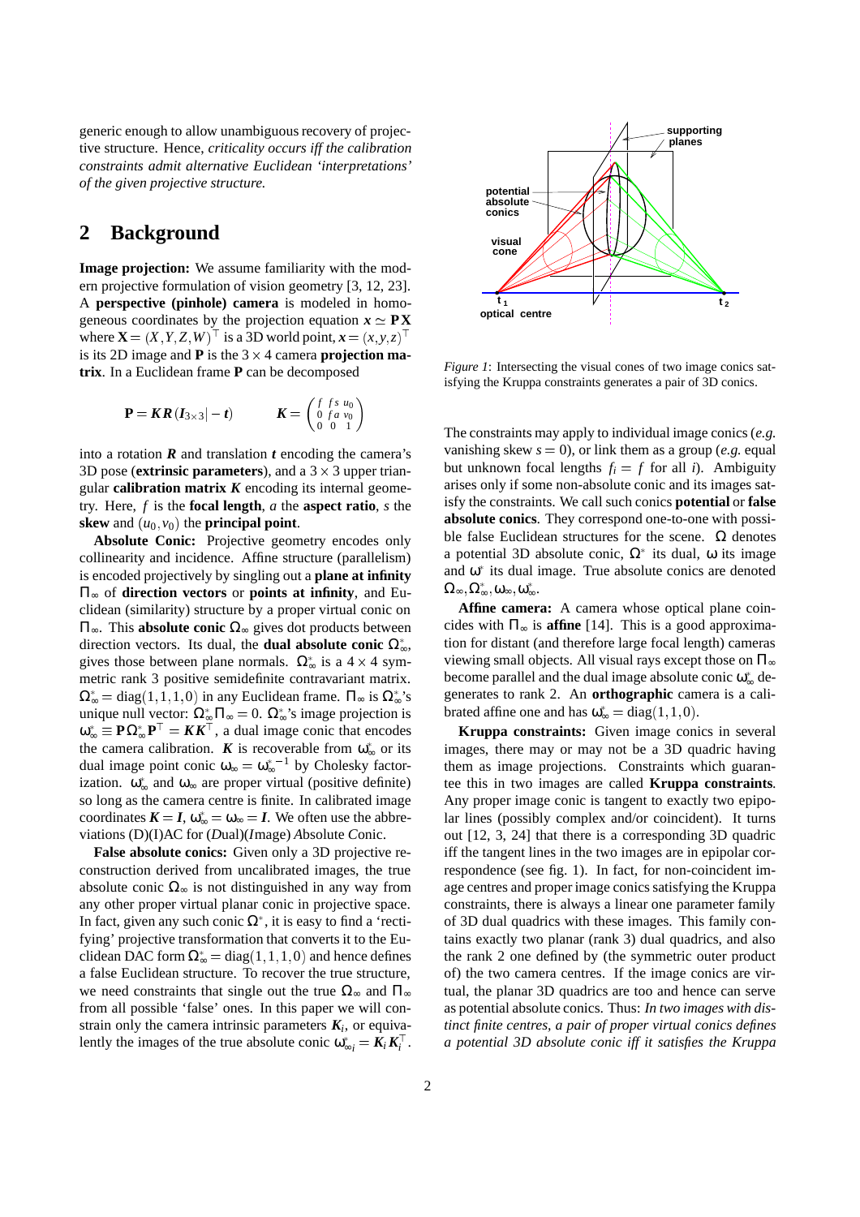generic enough to allow unambiguous recovery of projective structure. Hence, *criticality occurs iff the calibration constraints admit alternative Euclidean 'interpretations' of the given projective structure.*

## 2 Background

**Image projection:** We assume familiarity with the modern projective formulation of vision geometry [3, 12, 23]. A **perspective (pinhole) camera** is modeled in homogeneous coordinates by the projection equation $\boldsymbol{x} \simeq \mathbf{P}\mathbf{X}$ where $\mathbf{X} = (X, Y, Z, W)^\top$ is a 3D world point, $\boldsymbol{x} = (x, y, z)^\top$ is its 2D image and $\mathbf{P}$ is the $3 \times 4$ camera **projection matrix**. In a Euclidean frame $\mathbf{P}$ can be decomposed

$$\mathbf{P} = \boldsymbol{K}\boldsymbol{R}\,(\boldsymbol{I}_{3\times 3} | -\boldsymbol{t}) \qquad \boldsymbol{K} = \begin{pmatrix} f & fs & u_0 \\ 0 & fa & v_0 \\ 0 & 0 & 1 \end{pmatrix}$$

into a rotation $\boldsymbol{R}$ and translation $\boldsymbol{t}$ encoding the camera's 3D pose (**extrinsic parameters**), and a $3 \times 3$ upper triangular **calibration matrix** $\boldsymbol{K}$ encoding its internal geometry. Here, $f$ is the **focal length**, $a$ the **aspect ratio**, $s$ the **skew** and $(u_0, v_0)$ the **principal point**.

**Absolute Conic:** Projective geometry encodes only collinearity and incidence. Affine structure (parallelism) is encoded projectively by singling out a **plane at infinity** $\Pi_\infty$ of **direction vectors** or **points at infinity**, and Euclidean (similarity) structure by a proper virtual conic on $\Pi_\infty$. This **absolute conic** $\Omega_\infty$ gives dot products between direction vectors. Its dual, the **dual absolute conic** $\Omega^*_\infty$, gives those between plane normals. $\Omega^*_\infty$ is a $4 \times 4$ symmetric rank 3 positive semidefinite contravariant matrix. $\Omega^*_\infty = \text{diag}(1,1,1,0)$ in any Euclidean frame. $\Pi_\infty$ is $\Omega^*_\infty$'s unique null vector: $\Omega^*_\infty \Pi_\infty = 0$. $\Omega^*_\infty$'s image projection is $\omega^*_\infty \equiv \mathbf{P}\Omega^*_\infty \mathbf{P}^\top = \boldsymbol{K}\boldsymbol{K}^\top$, a dual image conic that encodes the camera calibration. $\boldsymbol{K}$ is recoverable from $\omega^*_\infty$ or its dual image point conic $\omega_\infty = \omega^{*-1}_\infty$ by Cholesky factorization. $\omega^*_\infty$ and $\omega_\infty$ are proper virtual (positive definite) so long as the camera centre is finite. In calibrated image coordinates $\boldsymbol{K} = \boldsymbol{I}$, $\omega^*_\infty = \omega_\infty = \boldsymbol{I}$. We often use the abbreviations (D)(I)AC for (*D*ual)(*I*mage) *A*bsolute *C*onic.

**False absolute conics:** Given only a 3D projective reconstruction derived from uncalibrated images, the true absolute conic $\Omega_\infty$ is not distinguished in any way from any other proper virtual planar conic in projective space. In fact, given any such conic $\Omega^*$, it is easy to find a 'rectifying' projective transformation that converts it to the Euclidean DAC form $\Omega^*_\infty = \text{diag}(1,1,1,0)$ and hence defines a false Euclidean structure. To recover the true structure, we need constraints that single out the true $\Omega_\infty$ and $\Pi_\infty$ from all possible 'false' ones. In this paper we will constrain only the camera intrinsic parameters $\boldsymbol{K}_i$, or equivalently the images of the true absolute conic $\omega^*_{\infty i} = \boldsymbol{K}_i\boldsymbol{K}_i^\top$.

*Figure 1*: Intersecting the visual cones of two image conics satisfying the Kruppa constraints generates a pair of 3D conics.

The constraints may apply to individual image conics (*e.g.* vanishing skew $s = 0$), or link them as a group (*e.g.* equal but unknown focal lengths $f_i = f$ for all $i$). Ambiguity arises only if some non-absolute conic and its images satisfy the constraints. We call such conics **potential** or **false absolute conics**. They correspond one-to-one with possible false Euclidean structures for the scene. $\Omega$ denotes a potential 3D absolute conic, $\Omega^*$ its dual, $\omega$ its image and $\omega^*$ its dual image. True absolute conics are denoted $\Omega_\infty, \Omega^*_\infty, \omega_\infty, \omega^*_\infty$.

**Affine camera:** A camera whose optical plane coincides with $\Pi_\infty$ is **affine** [14]. This is a good approximation for distant (and therefore large focal length) cameras viewing small objects. All visual rays except those on $\Pi_\infty$ become parallel and the dual image absolute conic $\omega^*_\infty$ degenerates to rank 2. An **orthographic** camera is a calibrated affine one and has $\omega^*_\infty = \text{diag}(1,1,0)$.

**Kruppa constraints:** Given image conics in several images, there may or may not be a 3D quadric having them as image projections. Constraints which guarantee this in two images are called **Kruppa constraints**. Any proper image conic is tangent to exactly two epipolar lines (possibly complex and/or coincident). It turns out [12, 3, 24] that there is a corresponding 3D quadric iff the tangent lines in the two images are in epipolar correspondence (see fig. 1). In fact, for non-coincident image centres and proper image conics satisfying the Kruppa constraints, there is always a linear one parameter family of 3D dual quadrics with these images. This family contains exactly two planar (rank 3) dual quadrics, and also the rank 2 one defined by (the symmetric outer product of) the two camera centres. If the image conics are virtual, the planar 3D quadrics are too and hence can serve as potential absolute conics. Thus: *In two images with distinct finite centres, a pair of proper virtual conics defines a potential 3D absolute conic iff it satisfies the Kruppa*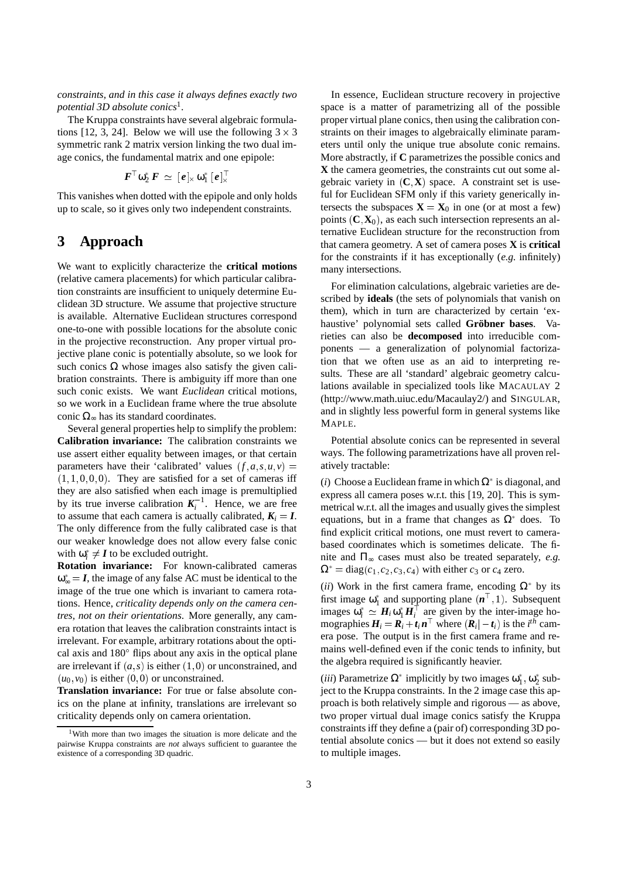*constraints, and in this case it always defines exactly two potential 3D absolute conics*[1].

The Kruppa constraints have several algebraic formulations [12, 3, 24]. Below we will use the following $3 \times 3$ symmetric rank 2 matrix version linking the two dual image conics, the fundamental matrix and one epipole:

$$\boldsymbol{F}^\top \omega_2^* \boldsymbol{F} \;\simeq\; [\boldsymbol{e}]_\times \, \omega_1^* \, [\boldsymbol{e}]_\times^\top$$

This vanishes when dotted with the epipole and only holds up to scale, so it gives only two independent constraints.

# 3 Approach

We want to explicitly characterize the **critical motions** (relative camera placements) for which particular calibration constraints are insufficient to uniquely determine Euclidean 3D structure. We assume that projective structure is available. Alternative Euclidean structures correspond one-to-one with possible locations for the absolute conic in the projective reconstruction. Any proper virtual projective plane conic is potentially absolute, so we look for such conics $\Omega$ whose images also satisfy the given calibration constraints. There is ambiguity iff more than one such conic exists. We want *Euclidean* critical motions, so we work in a Euclidean frame where the true absolute conic $\Omega_\infty$ has its standard coordinates.

Several general properties help to simplify the problem:
**Calibration invariance:** The calibration constraints we use assert either equality between images, or that certain parameters have their 'calibrated' values $(f,a,s,u,v) = (1,1,0,0,0)$. They are satisfied for a set of cameras iff they are also satisfied when each image is premultiplied by its true inverse calibration $\boldsymbol{K}_i^{-1}$. Hence, we are free to assume that each camera is actually calibrated, $\boldsymbol{K}_i = \boldsymbol{I}$. The only difference from the fully calibrated case is that our weaker knowledge does not allow every false conic with $\omega_i^* \neq \boldsymbol{I}$ to be excluded outright.
**Rotation invariance:** For known-calibrated cameras $\omega_\infty^* = \boldsymbol{I}$, the image of any false AC must be identical to the image of the true one which is invariant to camera rotations. Hence, *criticality depends only on the camera centres, not on their orientations*. More generally, any camera rotation that leaves the calibration constraints intact is irrelevant. For example, arbitrary rotations about the optical axis and 180° flips about any axis in the optical plane are irrelevant if $(a,s)$ is either $(1,0)$ or unconstrained, and $(u_0,v_0)$ is either $(0,0)$ or unconstrained.
**Translation invariance:** For true or false absolute conics on the plane at infinity, translations are irrelevant so criticality depends only on camera orientation.

In essence, Euclidean structure recovery in projective space is a matter of parametrizing all of the possible proper virtual plane conics, then using the calibration constraints on their images to algebraically eliminate parameters until only the unique true absolute conic remains. More abstractly, if $\mathbf{C}$ parametrizes the possible conics and $\mathbf{X}$ the camera geometries, the constraints cut out some algebraic variety in $(\mathbf{C},\mathbf{X})$ space. A constraint set is useful for Euclidean SFM only if this variety generically intersects the subspaces $\mathbf{X} = \mathbf{X}_0$ in one (or at most a few) points $(\mathbf{C},\mathbf{X}_0)$, as each such intersection represents an alternative Euclidean structure for the reconstruction from that camera geometry. A set of camera poses $\mathbf{X}$ is **critical** for the constraints if it has exceptionally (*e.g.* infinitely) many intersections.

For elimination calculations, algebraic varieties are described by **ideals** (the sets of polynomials that vanish on them), which in turn are characterized by certain 'exhaustive' polynomial sets called **Gröbner bases**. Varieties can also be **decomposed** into irreducible components — a generalization of polynomial factorization that we often use as an aid to interpreting results. These are all 'standard' algebraic geometry calculations available in specialized tools like MACAULAY 2 (http://www.math.uiuc.edu/Macaulay2/) and SINGULAR, and in slightly less powerful form in general systems like MAPLE.

Potential absolute conics can be represented in several ways. The following parametrizations have all proven relatively tractable:

(*i*) Choose a Euclidean frame in which $\Omega^*$ is diagonal, and express all camera poses w.r.t. this [19, 20]. This is symmetrical w.r.t. all the images and usually gives the simplest equations, but in a frame that changes as $\Omega^*$ does. To find explicit critical motions, one must revert to camera-based coordinates which is sometimes delicate. The finite and $\Pi_\infty$ cases must also be treated separately, *e.g.* $\Omega^* = \mathrm{diag}(c_1,c_2,c_3,c_4)$ with either $c_3$ or $c_4$ zero.

(*ii*) Work in the first camera frame, encoding $\Omega^*$ by its first image $\omega_1^*$ and supporting plane $(\boldsymbol{n}^\top,1)$. Subsequent images $\omega_i^* \simeq \boldsymbol{H}_i \omega_1^* \boldsymbol{H}_i^\top$ are given by the inter-image homographies $\boldsymbol{H}_i = \boldsymbol{R}_i + \boldsymbol{t}_i \boldsymbol{n}^\top$ where $(\boldsymbol{R}_i | -\boldsymbol{t}_i)$ is the $i^{th}$ camera pose. The output is in the first camera frame and remains well-defined even if the conic tends to infinity, but the algebra required is significantly heavier.

(*iii*) Parametrize $\Omega^*$ implicitly by two images $\omega_1^*, \omega_2^*$ subject to the Kruppa constraints. In the 2 image case this approach is both relatively simple and rigorous — as above, two proper virtual dual image conics satisfy the Kruppa constraints iff they define a (pair of) corresponding 3D potential absolute conics — but it does not extend so easily to multiple images.

[1] With more than two images the situation is more delicate and the pairwise Kruppa constraints are *not* always sufficient to guarantee the existence of a corresponding 3D quadric.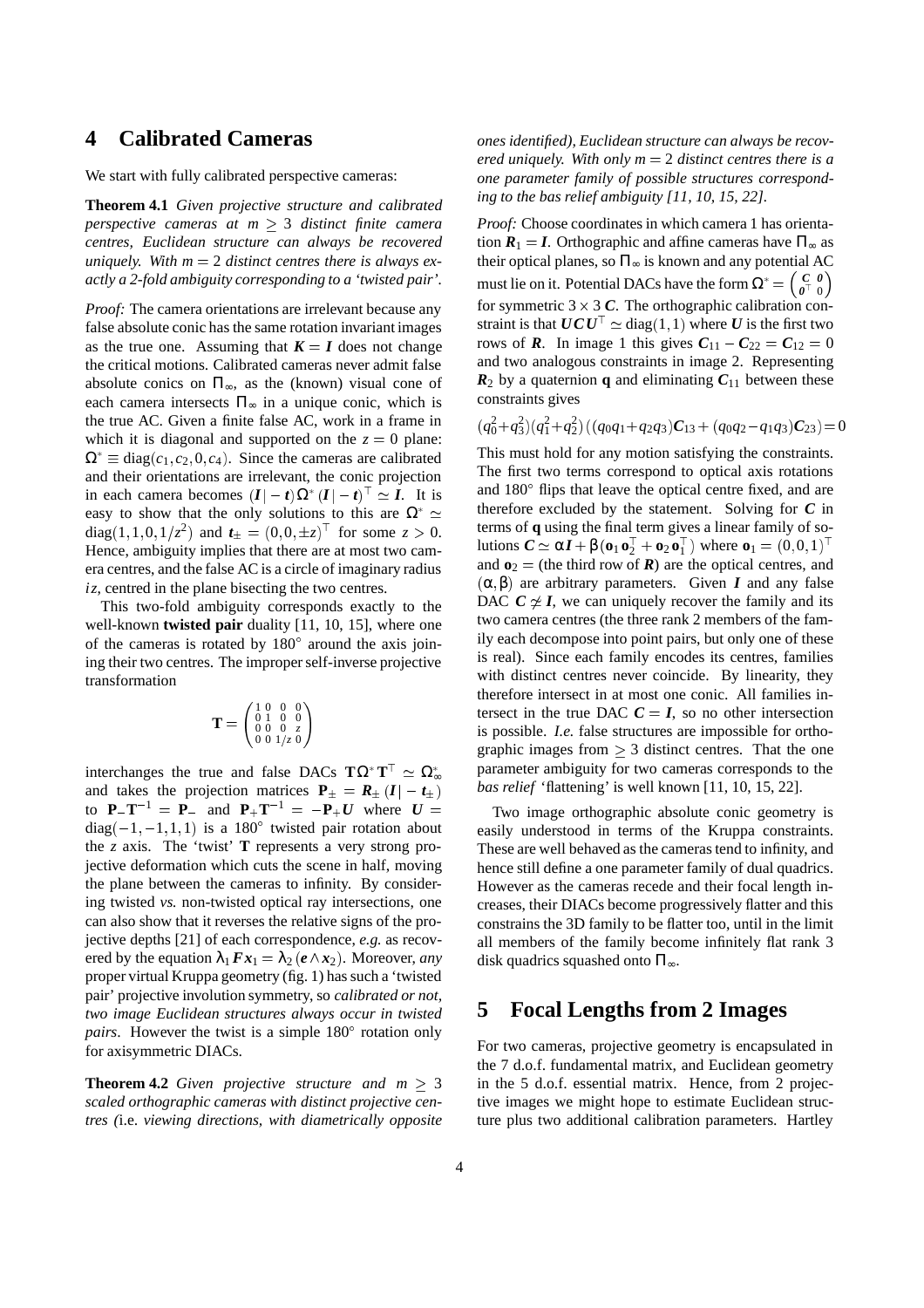# 4 Calibrated Cameras

We start with fully calibrated perspective cameras:

**Theorem 4.1** *Given projective structure and calibrated perspective cameras at $m \geq 3$ distinct finite camera centres, Euclidean structure can always be recovered uniquely. With $m = 2$ distinct centres there is always exactly a 2-fold ambiguity corresponding to a 'twisted pair'.*

*Proof:* The camera orientations are irrelevant because any false absolute conic has the same rotation invariant images as the true one. Assuming that $\boldsymbol{K} = \boldsymbol{I}$ does not change the critical motions. Calibrated cameras never admit false absolute conics on $\Pi_\infty$, as the (known) visual cone of each camera intersects $\Pi_\infty$ in a unique conic, which is the true AC. Given a finite false AC, work in a frame in which it is diagonal and supported on the $z = 0$ plane: $\Omega^* \equiv \text{diag}(c_1, c_2, 0, c_4)$. Since the cameras are calibrated and their orientations are irrelevant, the conic projection in each camera becomes $(\boldsymbol{I} \,|\, -\boldsymbol{t})\,\Omega^*\,(\boldsymbol{I} \,|\, -\boldsymbol{t})^\top \simeq \boldsymbol{I}$. It is easy to show that the only solutions to this are $\Omega^* \simeq \text{diag}(1, 1, 0, 1/z^2)$ and $\boldsymbol{t}_\pm = (0, 0, \pm z)^\top$ for some $z > 0$. Hence, ambiguity implies that there are at most two camera centres, and the false AC is a circle of imaginary radius $iz$, centred in the plane bisecting the two centres.

This two-fold ambiguity corresponds exactly to the well-known **twisted pair** duality [11, 10, 15], where one of the cameras is rotated by $180°$ around the axis joining their two centres. The improper self-inverse projective transformation

$$\mathbf{T} = \begin{pmatrix} 1 & 0 & 0 & 0 \\ 0 & 1 & 0 & 0 \\ 0 & 0 & 0 & z \\ 0 & 0 & 1/z & 0 \end{pmatrix}$$

interchanges the true and false DACs $\mathbf{T}\Omega^*\mathbf{T}^\top \simeq \Omega^*_\infty$ and takes the projection matrices $\mathbf{P}_\pm = \boldsymbol{R}_\pm\,(\boldsymbol{I} \,|\, -\boldsymbol{t}_\pm)$ to $\mathbf{P}_-\mathbf{T}^{-1} = \mathbf{P}_-$ and $\mathbf{P}_+\mathbf{T}^{-1} = -\mathbf{P}_+\boldsymbol{U}$ where $\boldsymbol{U} = \text{diag}(-1, -1, 1, 1)$ is a $180°$ twisted pair rotation about the $z$ axis. The 'twist' $\mathbf{T}$ represents a very strong projective deformation which cuts the scene in half, moving the plane between the cameras to infinity. By considering twisted *vs.* non-twisted optical ray intersections, one can also show that it reverses the relative signs of the projective depths [21] of each correspondence, *e.g.* as recovered by the equation $\lambda_1 \boldsymbol{F}\boldsymbol{x}_1 = \lambda_2\,(\boldsymbol{e} \wedge \boldsymbol{x}_2)$. Moreover, *any* proper virtual Kruppa geometry (fig. 1) has such a 'twisted pair' projective involution symmetry, so *calibrated or not, two image Euclidean structures always occur in twisted pairs*. However the twist is a simple $180°$ rotation only for axisymmetric DIACs.

**Theorem 4.2** *Given projective structure and $m \geq 3$ scaled orthographic cameras with distinct projective centres (*i.e. *viewing directions, with diametrically opposite ones identified), Euclidean structure can always be recovered uniquely. With only $m = 2$ distinct centres there is a one parameter family of possible structures corresponding to the bas relief ambiguity [11, 10, 15, 22].*

*Proof:* Choose coordinates in which camera 1 has orientation $\boldsymbol{R}_1 = \boldsymbol{I}$. Orthographic and affine cameras have $\Pi_\infty$ as their optical planes, so $\Pi_\infty$ is known and any potential AC must lie on it. Potential DACs have the form $\Omega^* = \begin{pmatrix} \boldsymbol{C} & \boldsymbol{0} \\ \boldsymbol{0}^\top & 0 \end{pmatrix}$ for symmetric $3 \times 3$ $\boldsymbol{C}$. The orthographic calibration constraint is that $\boldsymbol{U}\boldsymbol{C}\boldsymbol{U}^\top \simeq \text{diag}(1, 1)$ where $\boldsymbol{U}$ is the first two rows of $\boldsymbol{R}$. In image 1 this gives $\boldsymbol{C}_{11} - \boldsymbol{C}_{22} = \boldsymbol{C}_{12} = 0$ and two analogous constraints in image 2. Representing $\boldsymbol{R}_2$ by a quaternion $\mathbf{q}$ and eliminating $\boldsymbol{C}_{11}$ between these constraints gives

$$(q_0^2 + q_3^2)(q_1^2 + q_2^2)\left((q_0 q_1 + q_2 q_3)\boldsymbol{C}_{13} + (q_0 q_2 - q_1 q_3)\boldsymbol{C}_{23}\right) = 0$$

This must hold for any motion satisfying the constraints. The first two terms correspond to optical axis rotations and $180°$ flips that leave the optical centre fixed, and are therefore excluded by the statement. Solving for $\boldsymbol{C}$ in terms of $\mathbf{q}$ using the final term gives a linear family of solutions $\boldsymbol{C} \simeq \alpha \boldsymbol{I} + \beta\,(\mathbf{o}_1 \mathbf{o}_2^\top + \mathbf{o}_2 \mathbf{o}_1^\top)$ where $\mathbf{o}_1 = (0, 0, 1)^\top$ and $\mathbf{o}_2 =$ (the third row of $\boldsymbol{R}$) are the optical centres, and $(\alpha, \beta)$ are arbitrary parameters. Given $\boldsymbol{I}$ and any false DAC $\boldsymbol{C} \not\simeq \boldsymbol{I}$, we can uniquely recover the family and its two camera centres (the three rank 2 members of the family each decompose into point pairs, but only one of these is real). Since each family encodes its centres, families with distinct centres never coincide. By linearity, they therefore intersect in at most one conic. All families intersect in the true DAC $\boldsymbol{C} = \boldsymbol{I}$, so no other intersection is possible. *I.e.* false structures are impossible for orthographic images from $\geq 3$ distinct centres. That the one parameter ambiguity for two cameras corresponds to the *bas relief* 'flattening' is well known [11, 10, 15, 22].

Two image orthographic absolute conic geometry is easily understood in terms of the Kruppa constraints. These are well behaved as the cameras tend to infinity, and hence still define a one parameter family of dual quadrics. However as the cameras recede and their focal length increases, their DIACs become progressively flatter and this constrains the 3D family to be flatter too, until in the limit all members of the family become infinitely flat rank 3 disk quadrics squashed onto $\Pi_\infty$.

# 5 Focal Lengths from 2 Images

For two cameras, projective geometry is encapsulated in the 7 d.o.f. fundamental matrix, and Euclidean geometry in the 5 d.o.f. essential matrix. Hence, from 2 projective images we might hope to estimate Euclidean structure plus two additional calibration parameters. Hartley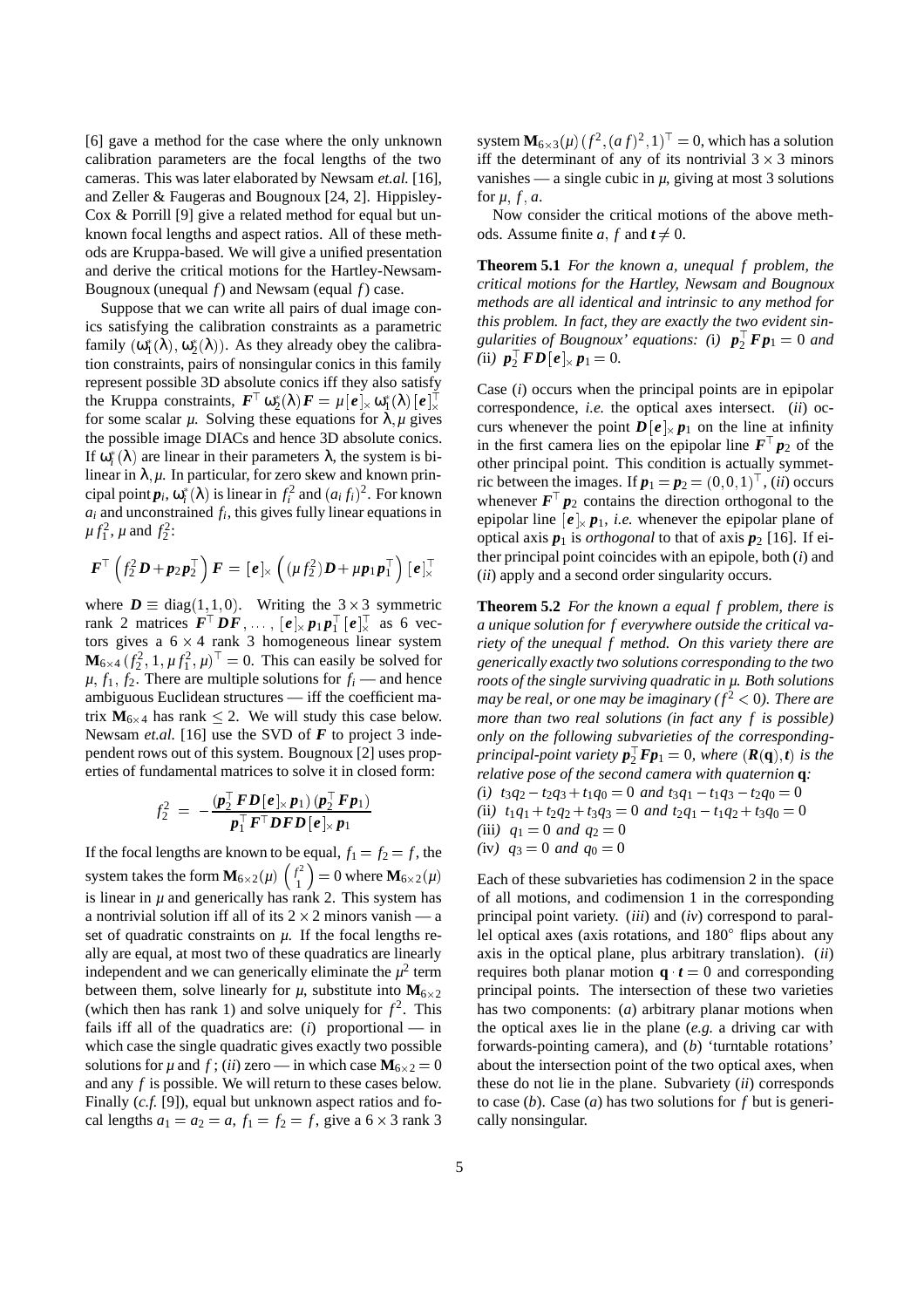[6] gave a method for the case where the only unknown calibration parameters are the focal lengths of the two cameras. This was later elaborated by Newsam *et.al.* [16], and Zeller & Faugeras and Bougnoux [24, 2]. Hippisley-Cox & Porrill [9] give a related method for equal but unknown focal lengths and aspect ratios. All of these methods are Kruppa-based. We will give a unified presentation and derive the critical motions for the Hartley-Newsam-Bougnoux (unequal $f$) and Newsam (equal $f$) case.

Suppose that we can write all pairs of dual image conics satisfying the calibration constraints as a parametric family $(\omega_1^*(\lambda), \omega_2^*(\lambda))$. As they already obey the calibration constraints, pairs of nonsingular conics in this family represent possible 3D absolute conics iff they also satisfy the Kruppa constraints, $\boldsymbol{F}^\top \omega_2^*(\lambda)\boldsymbol{F} = \mu[\boldsymbol{e}]_\times \omega_1^*(\lambda)[\boldsymbol{e}]_\times^\top$ for some scalar $\mu$. Solving these equations for $\lambda, \mu$ gives the possible image DIACs and hence 3D absolute conics. If $\omega_i^*(\lambda)$ are linear in their parameters $\lambda$, the system is bilinear in $\lambda, \mu$. In particular, for zero skew and known principal point $\boldsymbol{p}_i$, $\omega_i^*(\lambda)$ is linear in $f_i^2$ and $(a_i f_i)^2$. For known $a_i$ and unconstrained $f_i$, this gives fully linear equations in $\mu f_1^2$, $\mu$ and $f_2^2$:

$$\boldsymbol{F}^\top \left( f_2^2 \boldsymbol{D} + \boldsymbol{p}_2 \boldsymbol{p}_2^\top \right) \boldsymbol{F} = [\boldsymbol{e}]_\times \left( (\mu f_2^2)\boldsymbol{D} + \mu \boldsymbol{p}_1 \boldsymbol{p}_1^\top \right) [\boldsymbol{e}]_\times^\top$$

where $\boldsymbol{D} \equiv \mathrm{diag}(1,1,0)$. Writing the $3\times3$ symmetric rank 2 matrices $\boldsymbol{F}^\top \boldsymbol{D}\boldsymbol{F}, \ldots, [\boldsymbol{e}]_\times \boldsymbol{p}_1 \boldsymbol{p}_1^\top [\boldsymbol{e}]_\times^\top$ as 6 vectors gives a $6\times4$ rank 3 homogeneous linear system $\mathbf{M}_{6\times4}(f_2^2, 1, \mu f_1^2, \mu)^\top = 0$. This can easily be solved for $\mu$, $f_1$, $f_2$. There are multiple solutions for $f_i$ — and hence ambiguous Euclidean structures — iff the coefficient matrix $\mathbf{M}_{6\times4}$ has rank $\leq 2$. We will study this case below. Newsam *et.al.* [16] use the SVD of $\boldsymbol{F}$ to project 3 independent rows out of this system. Bougnoux [2] uses properties of fundamental matrices to solve it in closed form:

$$f_2^2 = -\frac{(\boldsymbol{p}_2^\top \boldsymbol{F}\boldsymbol{D}[\boldsymbol{e}]_\times \boldsymbol{p}_1)(\boldsymbol{p}_2^\top \boldsymbol{F}\boldsymbol{p}_1)}{\boldsymbol{p}_1^\top \boldsymbol{F}^\top \boldsymbol{D}\boldsymbol{F}\boldsymbol{D}[\boldsymbol{e}]_\times \boldsymbol{p}_1}$$

If the focal lengths are known to be equal, $f_1 = f_2 = f$, the system takes the form $\mathbf{M}_{6\times2}(\mu)\begin{pmatrix} f^2 \\ 1 \end{pmatrix} = 0$ where $\mathbf{M}_{6\times2}(\mu)$ is linear in $\mu$ and generically has rank 2. This system has a nontrivial solution iff all of its $2\times2$ minors vanish — a set of quadratic constraints on $\mu$. If the focal lengths really are equal, at most two of these quadratics are linearly independent and we can generically eliminate the $\mu^2$ term between them, solve linearly for $\mu$, substitute into $\mathbf{M}_{6\times2}$ (which then has rank 1) and solve uniquely for $f^2$. This fails iff all of the quadratics are: (*i*) proportional — in which case the single quadratic gives exactly two possible solutions for $\mu$ and $f$; (*ii*) zero — in which case $\mathbf{M}_{6\times2} = 0$ and any $f$ is possible. We will return to these cases below. Finally (*c.f.* [9]), equal but unknown aspect ratios and focal lengths $a_1 = a_2 = a$, $f_1 = f_2 = f$, give a $6\times3$ rank 3 system $\mathbf{M}_{6\times3}(\mu)(f^2, (af)^2, 1)^\top = 0$, which has a solution iff the determinant of any of its nontrivial $3\times3$ minors vanishes — a single cubic in $\mu$, giving at most 3 solutions for $\mu$, $f$, $a$.

Now consider the critical motions of the above methods. Assume finite $a$, $f$ and $\boldsymbol{t} \neq 0$.

**Theorem 5.1** *For the known $a$, unequal $f$ problem, the critical motions for the Hartley, Newsam and Bougnoux methods are all identical and intrinsic to any method for this problem. In fact, they are exactly the two evident singularities of Bougnoux' equations:* (*i*) $\boldsymbol{p}_2^\top \boldsymbol{F}\boldsymbol{p}_1 = 0$ *and* (*ii*) $\boldsymbol{p}_2^\top \boldsymbol{F}\boldsymbol{D}[\boldsymbol{e}]_\times \boldsymbol{p}_1 = 0$.

Case (*i*) occurs when the principal points are in epipolar correspondence, *i.e.* the optical axes intersect. (*ii*) occurs whenever the point $\boldsymbol{D}[\boldsymbol{e}]_\times \boldsymbol{p}_1$ on the line at infinity in the first camera lies on the epipolar line $\boldsymbol{F}^\top \boldsymbol{p}_2$ of the other principal point. This condition is actually symmetric between the images. If $\boldsymbol{p}_1 = \boldsymbol{p}_2 = (0,0,1)^\top$, (*ii*) occurs whenever $\boldsymbol{F}^\top \boldsymbol{p}_2$ contains the direction orthogonal to the epipolar line $[\boldsymbol{e}]_\times \boldsymbol{p}_1$, *i.e.* whenever the epipolar plane of optical axis $\boldsymbol{p}_1$ is *orthogonal* to that of axis $\boldsymbol{p}_2$ [16]. If either principal point coincides with an epipole, both (*i*) and (*ii*) apply and a second order singularity occurs.

**Theorem 5.2** *For the known $a$ equal $f$ problem, there is a unique solution for $f$ everywhere outside the critical variety of the unequal $f$ method. On this variety there are generically exactly two solutions corresponding to the two roots of the single surviving quadratic in $\mu$. Both solutions may be real, or one may be imaginary ($f^2 < 0$). There are more than two real solutions (in fact any $f$ is possible) only on the following subvarieties of the corresponding-principal-point variety $\boldsymbol{p}_2^\top \boldsymbol{F}\boldsymbol{p}_1 = 0$, where $(\boldsymbol{R}(\mathbf{q}), \boldsymbol{t})$ is the relative pose of the second camera with quaternion $\mathbf{q}$:*
(*i*) $t_3 q_2 - t_2 q_3 + t_1 q_0 = 0$ *and* $t_3 q_1 - t_1 q_3 - t_2 q_0 = 0$
(*ii*) $t_1 q_1 + t_2 q_2 + t_3 q_3 = 0$ *and* $t_2 q_1 - t_1 q_2 + t_3 q_0 = 0$
(*iii*) $q_1 = 0$ *and* $q_2 = 0$
(*iv*) $q_3 = 0$ *and* $q_0 = 0$

Each of these subvarieties has codimension 2 in the space of all motions, and codimension 1 in the corresponding principal point variety. (*iii*) and (*iv*) correspond to parallel optical axes (axis rotations, and 180° flips about any axis in the optical plane, plus arbitrary translation). (*ii*) requires both planar motion $\mathbf{q} \cdot \boldsymbol{t} = 0$ and corresponding principal points. The intersection of these two varieties has two components: (*a*) arbitrary planar motions when the optical axes lie in the plane (*e.g.* a driving car with forwards-pointing camera), and (*b*) 'turntable rotations' about the intersection point of the two optical axes, when these do not lie in the plane. Subvariety (*ii*) corresponds to case (*b*). Case (*a*) has two solutions for $f$ but is generically nonsingular.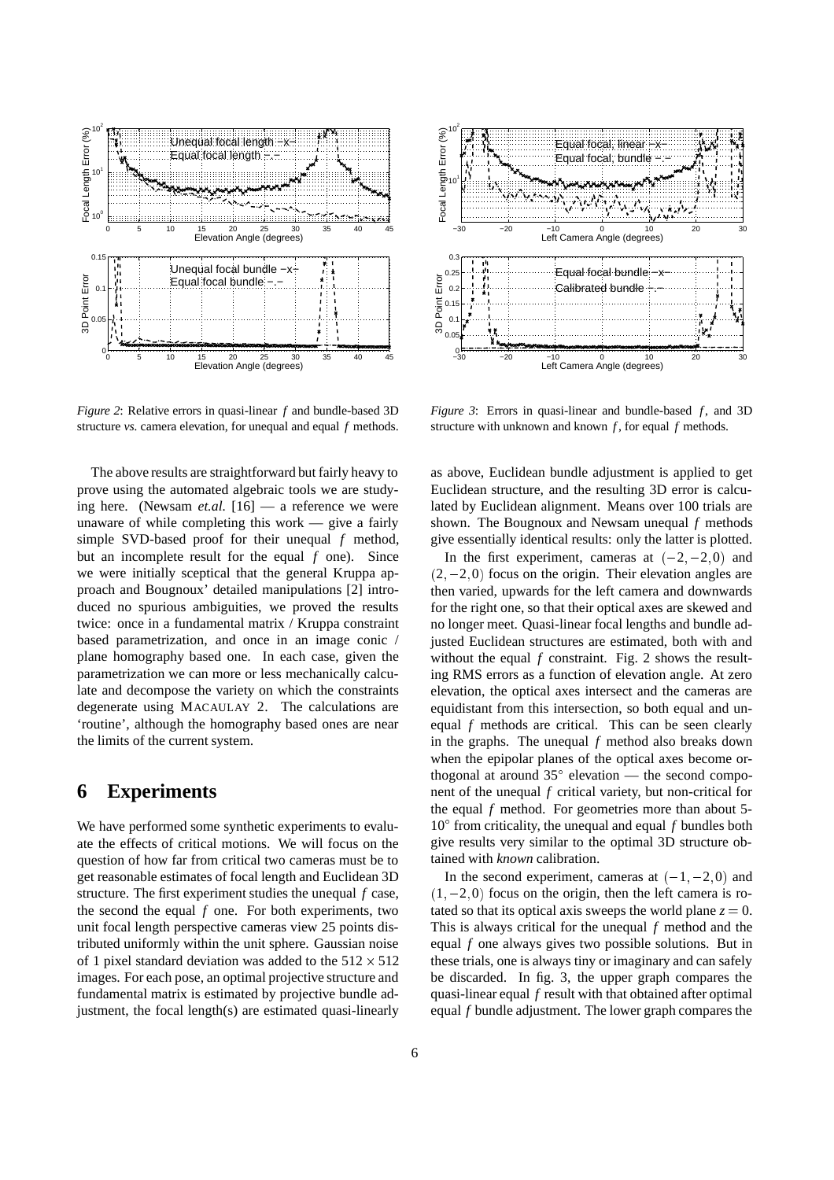*Figure 2*: Relative errors in quasi-linear $f$ and bundle-based 3D structure *vs.* camera elevation, for unequal and equal $f$ methods.

*Figure 3*: Errors in quasi-linear and bundle-based $f$, and 3D structure with unknown and known $f$, for equal $f$ methods.

The above results are straightforward but fairly heavy to prove using the automated algebraic tools we are studying here. (Newsam *et.al.* [16] — a reference we were unaware of while completing this work — give a fairly simple SVD-based proof for their unequal $f$ method, but an incomplete result for the equal $f$ one). Since we were initially sceptical that the general Kruppa approach and Bougnoux' detailed manipulations [2] introduced no spurious ambiguities, we proved the results twice: once in a fundamental matrix / Kruppa constraint based parametrization, and once in an image conic / plane homography based one. In each case, given the parametrization we can more or less mechanically calculate and decompose the variety on which the constraints degenerate using MACAULAY 2. The calculations are 'routine', although the homography based ones are near the limits of the current system.

# 6 Experiments

We have performed some synthetic experiments to evaluate the effects of critical motions. We will focus on the question of how far from critical two cameras must be to get reasonable estimates of focal length and Euclidean 3D structure. The first experiment studies the unequal $f$ case, the second the equal $f$ one. For both experiments, two unit focal length perspective cameras view 25 points distributed uniformly within the unit sphere. Gaussian noise of 1 pixel standard deviation was added to the $512 \times 512$ images. For each pose, an optimal projective structure and fundamental matrix is estimated by projective bundle adjustment, the focal length(s) are estimated quasi-linearly as above, Euclidean bundle adjustment is applied to get Euclidean structure, and the resulting 3D error is calculated by Euclidean alignment. Means over 100 trials are shown. The Bougnoux and Newsam unequal $f$ methods give essentially identical results: only the latter is plotted.

In the first experiment, cameras at $(-2,-2,0)$ and $(2,-2,0)$ focus on the origin. Their elevation angles are then varied, upwards for the left camera and downwards for the right one, so that their optical axes are skewed and no longer meet. Quasi-linear focal lengths and bundle adjusted Euclidean structures are estimated, both with and without the equal $f$ constraint. Fig. 2 shows the resulting RMS errors as a function of elevation angle. At zero elevation, the optical axes intersect and the cameras are equidistant from this intersection, so both equal and unequal $f$ methods are critical. This can be seen clearly in the graphs. The unequal $f$ method also breaks down when the epipolar planes of the optical axes become orthogonal at around $35^\circ$ elevation — the second component of the unequal $f$ critical variety, but non-critical for the equal $f$ method. For geometries more than about 5-$10^\circ$ from criticality, the unequal and equal $f$ bundles both give results very similar to the optimal 3D structure obtained with *known* calibration.

In the second experiment, cameras at $(-1,-2,0)$ and $(1,-2,0)$ focus on the origin, then the left camera is rotated so that its optical axis sweeps the world plane $z=0$. This is always critical for the unequal $f$ method and the equal $f$ one always gives two possible solutions. But in these trials, one is always tiny or imaginary and can safely be discarded. In fig. 3, the upper graph compares the quasi-linear equal $f$ result with that obtained after optimal equal $f$ bundle adjustment. The lower graph compares the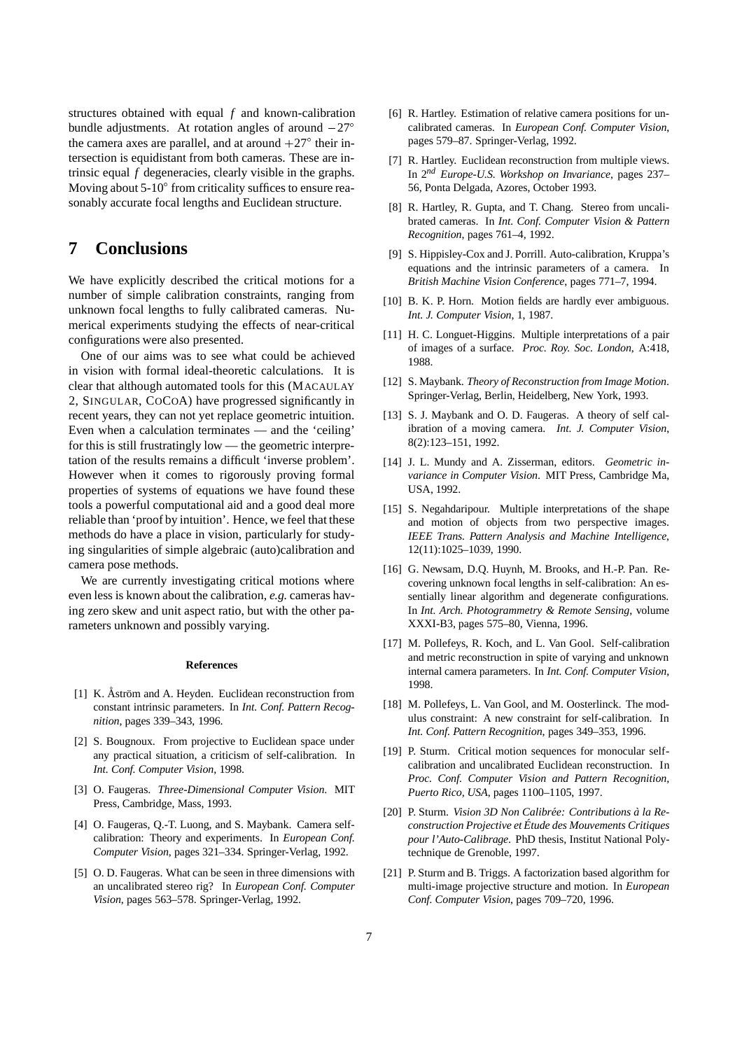structures obtained with equal $f$ and known-calibration bundle adjustments. At rotation angles of around $-27^\circ$ the camera axes are parallel, and at around $+27^\circ$ their intersection is equidistant from both cameras. These are intrinsic equal $f$ degeneracies, clearly visible in the graphs. Moving about 5-10$^\circ$ from criticality suffices to ensure reasonably accurate focal lengths and Euclidean structure.

# 7 Conclusions

We have explicitly described the critical motions for a number of simple calibration constraints, ranging from unknown focal lengths to fully calibrated cameras. Numerical experiments studying the effects of near-critical configurations were also presented.

One of our aims was to see what could be achieved in vision with formal ideal-theoretic calculations. It is clear that although automated tools for this (MACAULAY 2, SINGULAR, COCOA) have progressed significantly in recent years, they can not yet replace geometric intuition. Even when a calculation terminates — and the 'ceiling' for this is still frustratingly low — the geometric interpretation of the results remains a difficult 'inverse problem'. However when it comes to rigorously proving formal properties of systems of equations we have found these tools a powerful computational aid and a good deal more reliable than 'proof by intuition'. Hence, we feel that these methods do have a place in vision, particularly for studying singularities of simple algebraic (auto)calibration and camera pose methods.

We are currently investigating critical motions where even less is known about the calibration, *e.g.* cameras having zero skew and unit aspect ratio, but with the other parameters unknown and possibly varying.

### References

[1] K. Åström and A. Heyden. Euclidean reconstruction from constant intrinsic parameters. In *Int. Conf. Pattern Recognition*, pages 339–343, 1996.

[2] S. Bougnoux. From projective to Euclidean space under any practical situation, a criticism of self-calibration. In *Int. Conf. Computer Vision*, 1998.

[3] O. Faugeras. *Three-Dimensional Computer Vision*. MIT Press, Cambridge, Mass, 1993.

[4] O. Faugeras, Q.-T. Luong, and S. Maybank. Camera self-calibration: Theory and experiments. In *European Conf. Computer Vision*, pages 321–334. Springer-Verlag, 1992.

[5] O. D. Faugeras. What can be seen in three dimensions with an uncalibrated stereo rig? In *European Conf. Computer Vision*, pages 563–578. Springer-Verlag, 1992.

[6] R. Hartley. Estimation of relative camera positions for uncalibrated cameras. In *European Conf. Computer Vision*, pages 579–87. Springer-Verlag, 1992.

[7] R. Hartley. Euclidean reconstruction from multiple views. In $2^{nd}$ *Europe-U.S. Workshop on Invariance*, pages 237–56, Ponta Delgada, Azores, October 1993.

[8] R. Hartley, R. Gupta, and T. Chang. Stereo from uncalibrated cameras. In *Int. Conf. Computer Vision & Pattern Recognition*, pages 761–4, 1992.

[9] S. Hippisley-Cox and J. Porrill. Auto-calibration, Kruppa's equations and the intrinsic parameters of a camera. In *British Machine Vision Conference*, pages 771–7, 1994.

[10] B. K. P. Horn. Motion fields are hardly ever ambiguous. *Int. J. Computer Vision*, 1, 1987.

[11] H. C. Longuet-Higgins. Multiple interpretations of a pair of images of a surface. *Proc. Roy. Soc. London*, A:418, 1988.

[12] S. Maybank. *Theory of Reconstruction from Image Motion*. Springer-Verlag, Berlin, Heidelberg, New York, 1993.

[13] S. J. Maybank and O. D. Faugeras. A theory of self calibration of a moving camera. *Int. J. Computer Vision*, 8(2):123–151, 1992.

[14] J. L. Mundy and A. Zisserman, editors. *Geometric invariance in Computer Vision*. MIT Press, Cambridge Ma, USA, 1992.

[15] S. Negahdaripour. Multiple interpretations of the shape and motion of objects from two perspective images. *IEEE Trans. Pattern Analysis and Machine Intelligence*, 12(11):1025–1039, 1990.

[16] G. Newsam, D.Q. Huynh, M. Brooks, and H.-P. Pan. Recovering unknown focal lengths in self-calibration: An essentially linear algorithm and degenerate configurations. In *Int. Arch. Photogrammetry & Remote Sensing*, volume XXXI-B3, pages 575–80, Vienna, 1996.

[17] M. Pollefeys, R. Koch, and L. Van Gool. Self-calibration and metric reconstruction in spite of varying and unknown internal camera parameters. In *Int. Conf. Computer Vision*, 1998.

[18] M. Pollefeys, L. Van Gool, and M. Oosterlinck. The modulus constraint: A new constraint for self-calibration. In *Int. Conf. Pattern Recognition*, pages 349–353, 1996.

[19] P. Sturm. Critical motion sequences for monocular self-calibration and uncalibrated Euclidean reconstruction. In *Proc. Conf. Computer Vision and Pattern Recognition, Puerto Rico, USA*, pages 1100–1105, 1997.

[20] P. Sturm. *Vision 3D Non Calibrée: Contributions à la Reconstruction Projective et Étude des Mouvements Critiques pour l'Auto-Calibrage*. PhD thesis, Institut National Polytechnique de Grenoble, 1997.

[21] P. Sturm and B. Triggs. A factorization based algorithm for multi-image projective structure and motion. In *European Conf. Computer Vision*, pages 709–720, 1996.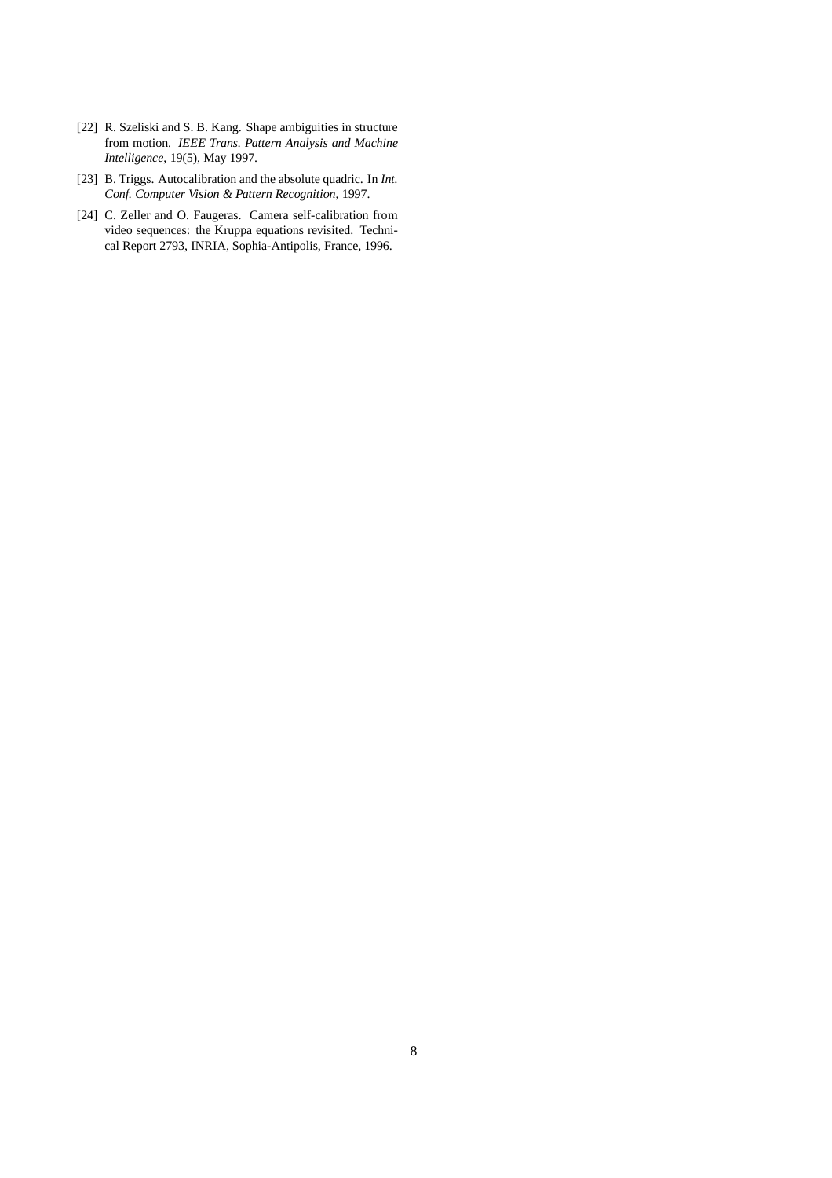[22] R. Szeliski and S. B. Kang. Shape ambiguities in structure from motion. *IEEE Trans. Pattern Analysis and Machine Intelligence*, 19(5), May 1997.

[23] B. Triggs. Autocalibration and the absolute quadric. In *Int. Conf. Computer Vision & Pattern Recognition*, 1997.

[24] C. Zeller and O. Faugeras. Camera self-calibration from video sequences: the Kruppa equations revisited. Technical Report 2793, INRIA, Sophia-Antipolis, France, 1996.